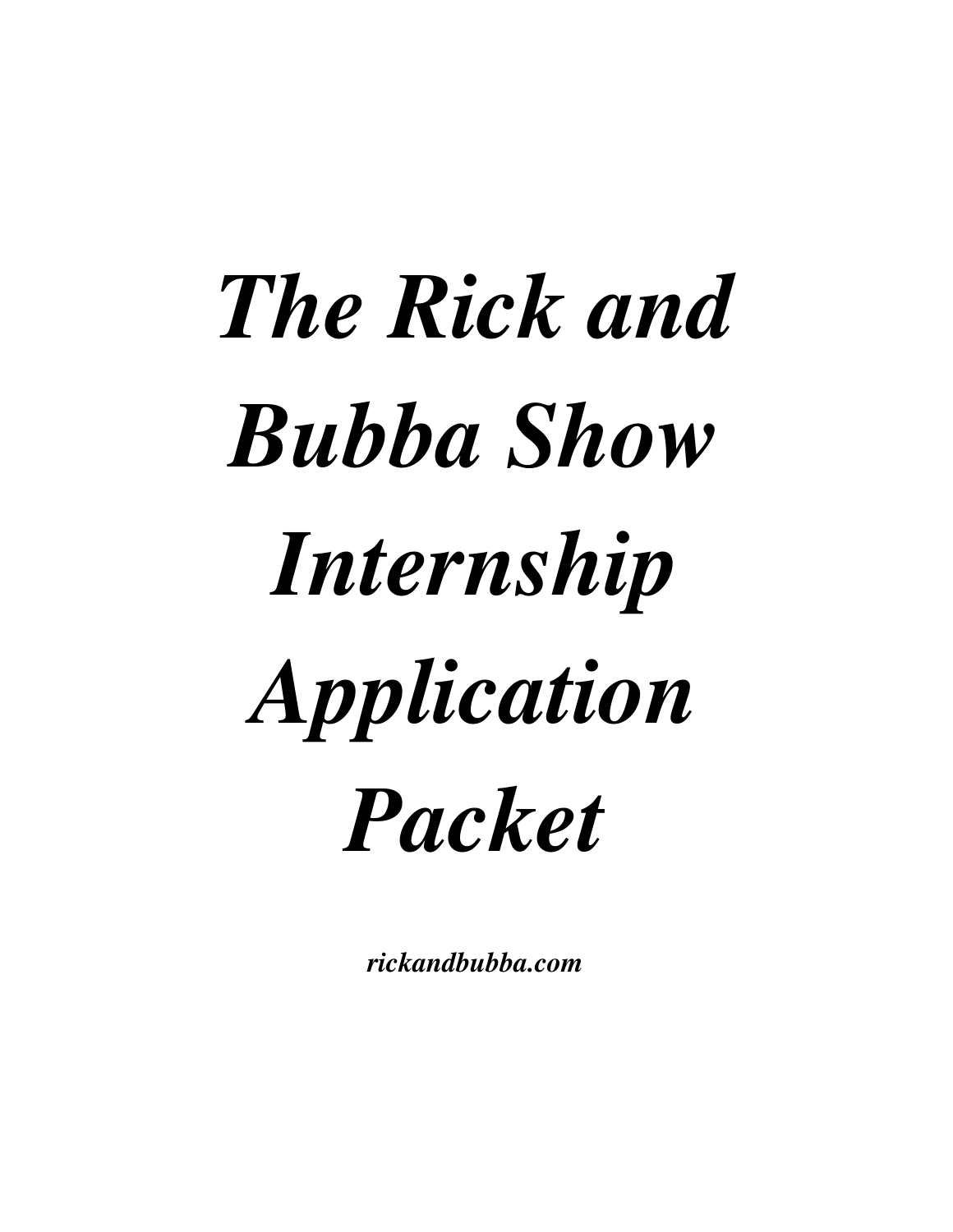# *The Rick and Bubba Show Internship Application Packet*

***rickandbubba.com***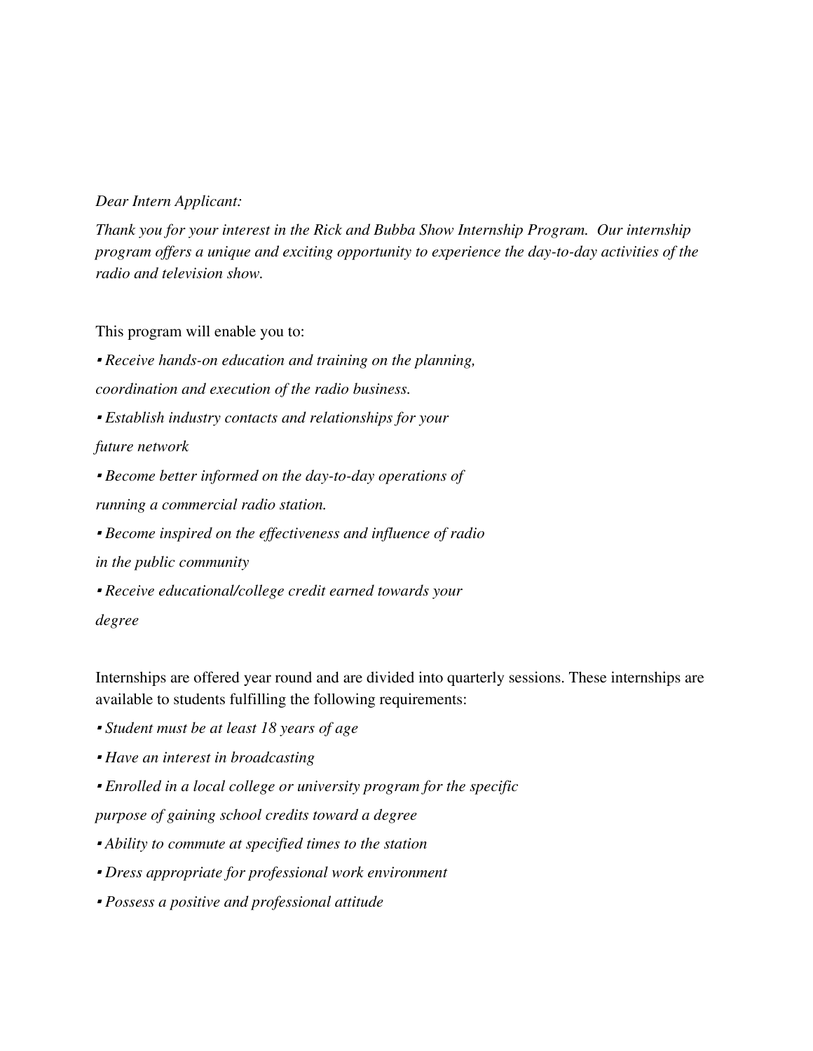*Dear Intern Applicant:*

*Thank you for your interest in the Rick and Bubba Show Internship Program. Our internship program offers a unique and exciting opportunity to experience the day-to-day activities of the radio and television show.*

This program will enable you to:

- *Receive hands-on education and training on the planning, coordination and execution of the radio business.*
- *Establish industry contacts and relationships for your future network*
- *Become better informed on the day-to-day operations of running a commercial radio station.*
- *Become inspired on the effectiveness and influence of radio in the public community*
- *Receive educational/college credit earned towards your degree*

Internships are offered year round and are divided into quarterly sessions. These internships are available to students fulfilling the following requirements:

- *Student must be at least 18 years of age*
- *Have an interest in broadcasting*
- *Enrolled in a local college or university program for the specific purpose of gaining school credits toward a degree*
- *Ability to commute at specified times to the station*
- *Dress appropriate for professional work environment*
- *Possess a positive and professional attitude*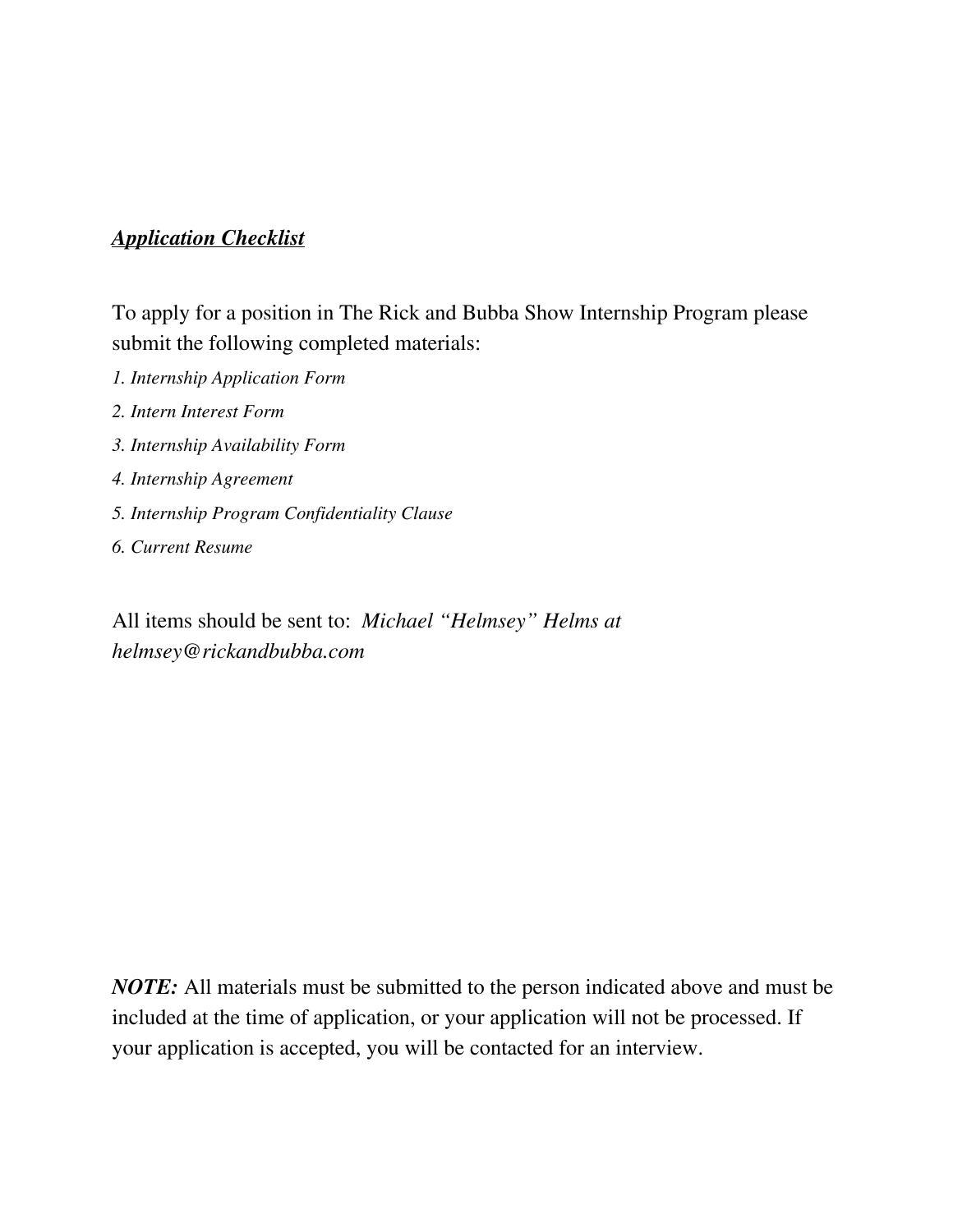***<u>Application Checklist</u>***

To apply for a position in The Rick and Bubba Show Internship Program please submit the following completed materials:

*1. Internship Application Form*

*2. Intern Interest Form*

*3. Internship Availability Form*

*4. Internship Agreement*

*5. Internship Program Confidentiality Clause*

*6. Current Resume*

All items should be sent to: *Michael "Helmsey" Helms at helmsey@rickandbubba.com*

***NOTE:*** All materials must be submitted to the person indicated above and must be included at the time of application, or your application will not be processed. If your application is accepted, you will be contacted for an interview.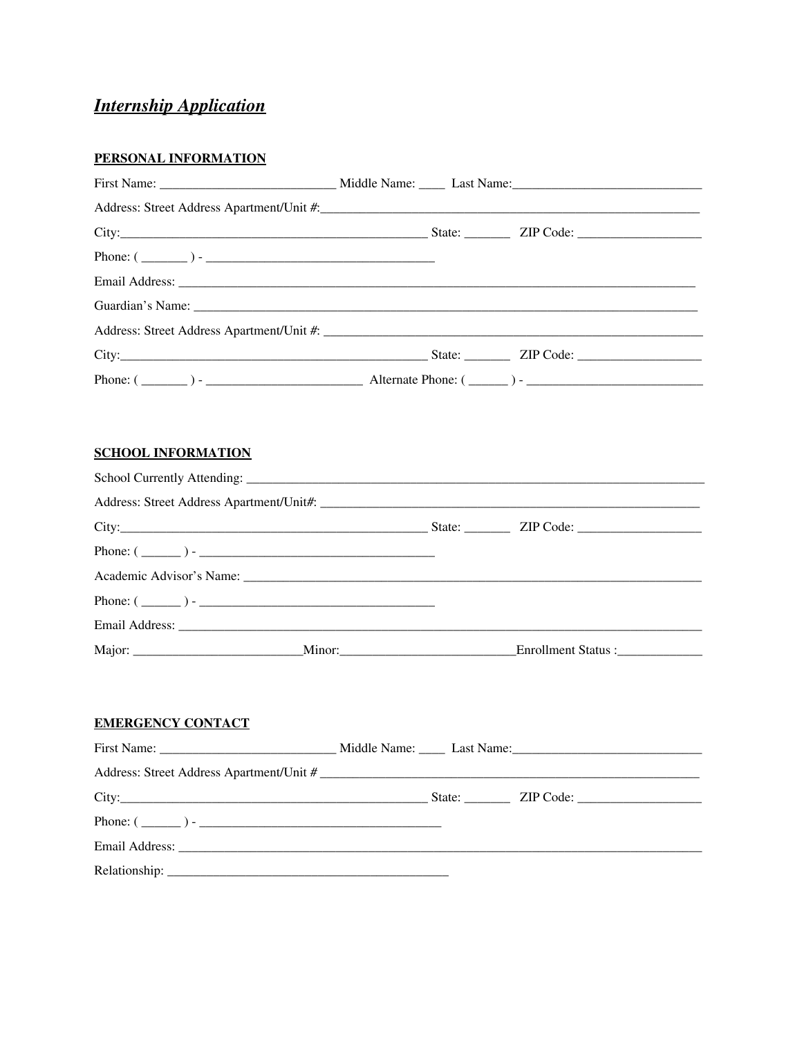## ***Internship Application***

### PERSONAL INFORMATION

First Name: __________________________ Middle Name: ____ Last Name:_____________________________

Address: Street Address Apartment/Unit #:_____________________________________________________________

City:_____________________________________________ State: _______ ZIP Code: ___________________

Phone: ( _______ ) - ___________________________________

Email Address: _________________________________________________________________________________

Guardian's Name: _______________________________________________________________________________

Address: Street Address Apartment/Unit #: _____________________________________________________________

City:_____________________________________________ State: _______ ZIP Code: ___________________

Phone: ( _______ ) - ________________________ Alternate Phone: ( ______ ) - ___________________________

### SCHOOL INFORMATION

School Currently Attending: ___________________________________________________________________________

Address: Street Address Apartment/Unit#: _____________________________________________________________

City:_____________________________________________ State: _______ ZIP Code: ___________________

Phone: ( ______ ) - ____________________________________

Academic Advisor's Name: ______________________________________________________________________

Phone: ( ______ ) - ____________________________________

Email Address: _________________________________________________________________________________

Major: _________________________Minor:__________________________Enrollment Status :_____________

### EMERGENCY CONTACT

First Name: __________________________ Middle Name: ____ Last Name:_____________________________

Address: Street Address Apartment/Unit # _____________________________________________________________

City:_____________________________________________ State: _______ ZIP Code: ___________________

Phone: ( ______ ) - _____________________________________

Email Address: _________________________________________________________________________________

Relationship: __________________________________________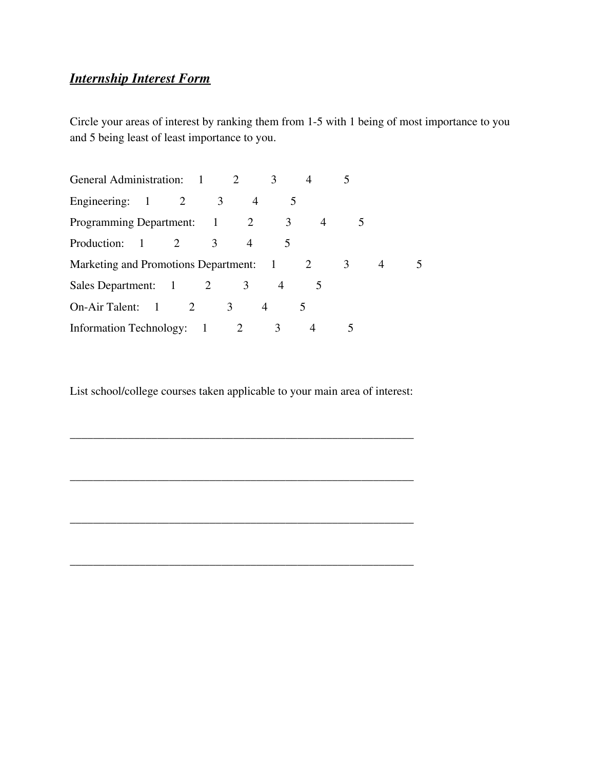***Internship Interest Form***

Circle your areas of interest by ranking them from 1-5 with 1 being of most importance to you and 5 being least of least importance to you.

General Administration: 1 2 3 4 5

Engineering: 1 2 3 4 5

Programming Department: 1 2 3 4 5

Production: 1 2 3 4 5

Marketing and Promotions Department: 1 2 3 4 5

Sales Department: 1 2 3 4 5

On-Air Talent: 1 2 3 4 5

Information Technology: 1 2 3 4 5

List school/college courses taken applicable to your main area of interest:

____________________________________________________________

____________________________________________________________

____________________________________________________________

____________________________________________________________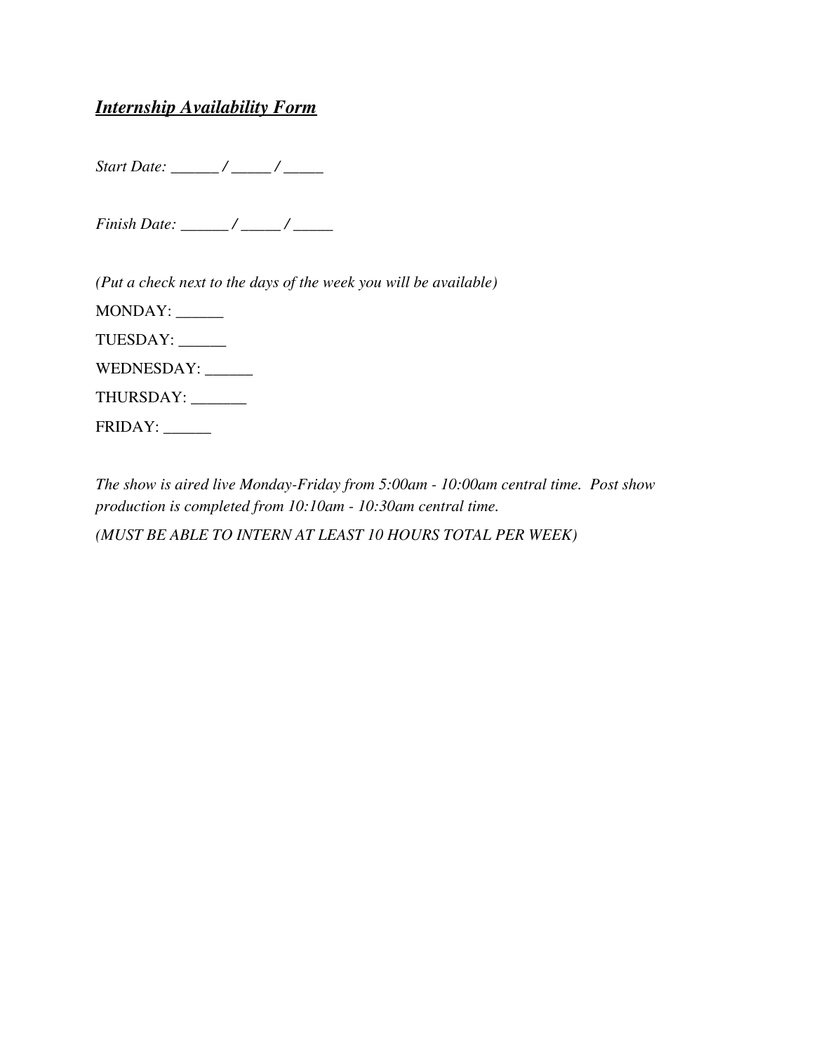***Internship Availability Form***

*Start Date: ______ / _____ / _____*

*Finish Date: ______ / _____ / _____*

*(Put a check next to the days of the week you will be available)*

MONDAY: ______

TUESDAY: ______

WEDNESDAY: ______

THURSDAY: _______

FRIDAY: ______

*The show is aired live Monday-Friday from 5:00am - 10:00am central time. Post show production is completed from 10:10am - 10:30am central time.*

*(MUST BE ABLE TO INTERN AT LEAST 10 HOURS TOTAL PER WEEK)*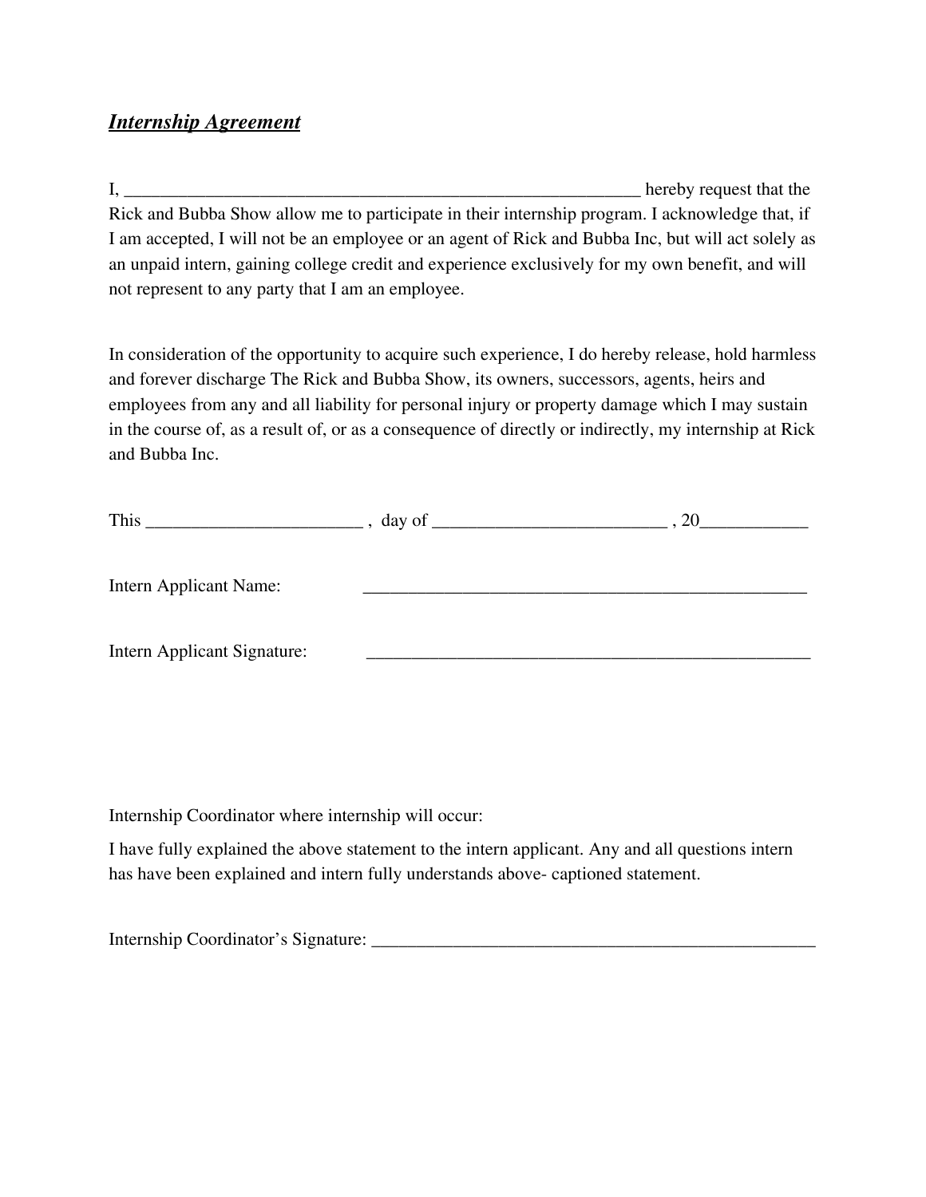## ***Internship Agreement***

I, ___________________________________________________________ hereby request that the Rick and Bubba Show allow me to participate in their internship program. I acknowledge that, if I am accepted, I will not be an employee or an agent of Rick and Bubba Inc, but will act solely as an unpaid intern, gaining college credit and experience exclusively for my own benefit, and will not represent to any party that I am an employee.

In consideration of the opportunity to acquire such experience, I do hereby release, hold harmless and forever discharge The Rick and Bubba Show, its owners, successors, agents, heirs and employees from any and all liability for personal injury or property damage which I may sustain in the course of, as a result of, or as a consequence of directly or indirectly, my internship at Rick and Bubba Inc.

This _______________________ , day of ________________________ , 20___________

Intern Applicant Name: _______________________________________________

Intern Applicant Signature: _______________________________________________

Internship Coordinator where internship will occur:

I have fully explained the above statement to the intern applicant. Any and all questions intern has have been explained and intern fully understands above- captioned statement.

Internship Coordinator's Signature: _______________________________________________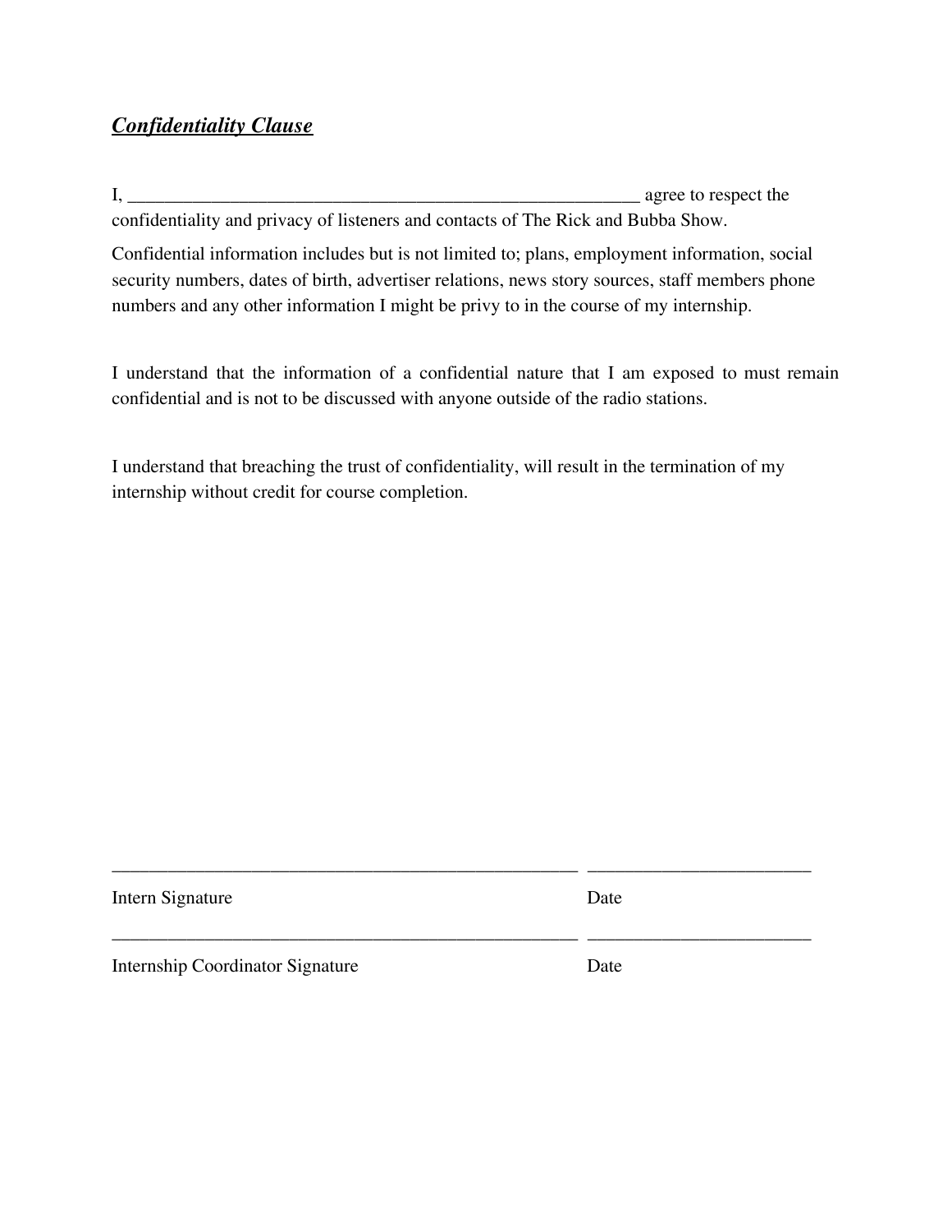***Confidentiality Clause***

I, ________________________________________________________ agree to respect the confidentiality and privacy of listeners and contacts of The Rick and Bubba Show.

Confidential information includes but is not limited to; plans, employment information, social security numbers, dates of birth, advertiser relations, news story sources, staff members phone numbers and any other information I might be privy to in the course of my internship.

I understand that the information of a confidential nature that I am exposed to must remain confidential and is not to be discussed with anyone outside of the radio stations.

I understand that breaching the trust of confidentiality, will result in the termination of my internship without credit for course completion.

__________________________________________________ ________________________

Intern Signature Date

__________________________________________________ ________________________

Internship Coordinator Signature Date